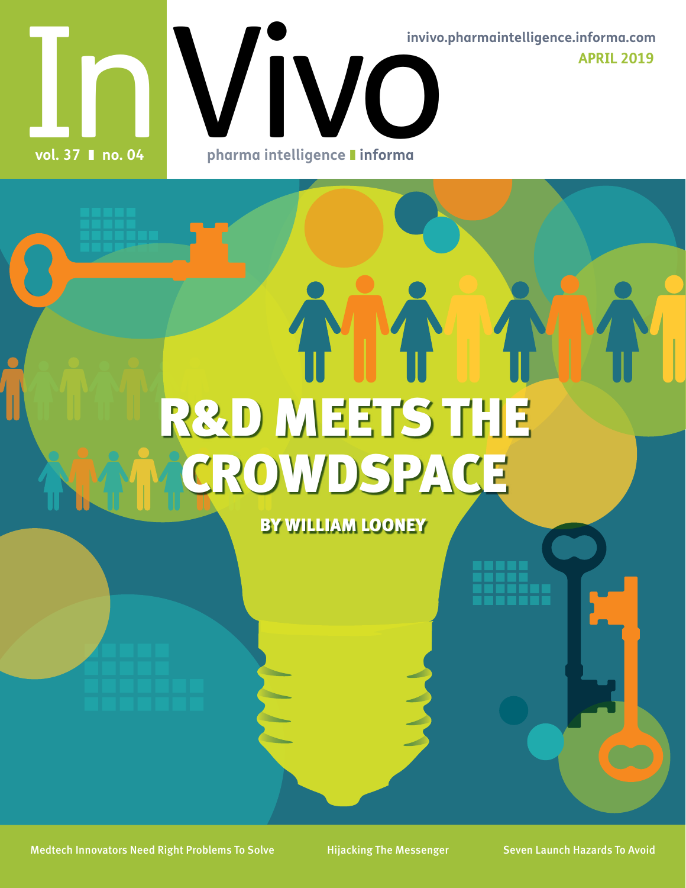# In Vivo

invivo.pharmaintelligence.informa.com

APRIL 2019

vol. 37 ▮ no. 04

pharma intelligence ▮ informa

# R&D MEETS THE CROWDSPACE

BY WILLIAM LOONEY

Medtech Innovators Need Right Problems To Solve

Hijacking The Messenger

Seven Launch Hazards To Avoid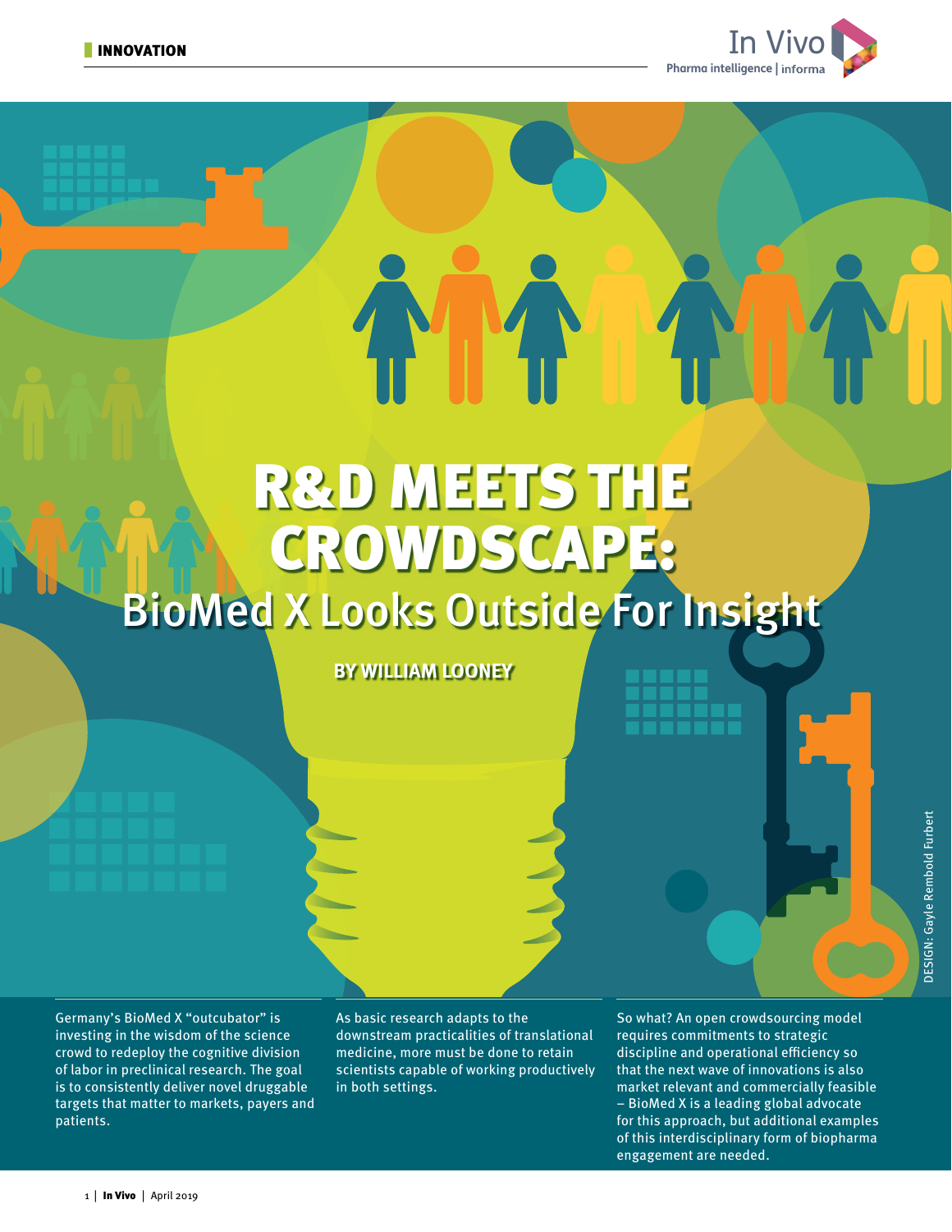INNOVATION

# R&D MEETS THE CROWDSCAPE:

## BioMed X Looks Outside For Insight

**BY WILLIAM LOONEY**

DESIGN: Gayle Rembold Furbert

Germany's BioMed X "outcubator" is investing in the wisdom of the science crowd to redeploy the cognitive division of labor in preclinical research. The goal is to consistently deliver novel druggable targets that matter to markets, payers and patients.

As basic research adapts to the downstream practicalities of translational medicine, more must be done to retain scientists capable of working productively in both settings.

So what? An open crowdsourcing model requires commitments to strategic discipline and operational efficiency so that the next wave of innovations is also market relevant and commercially feasible – BioMed X is a leading global advocate for this approach, but additional examples of this interdisciplinary form of biopharma engagement are needed.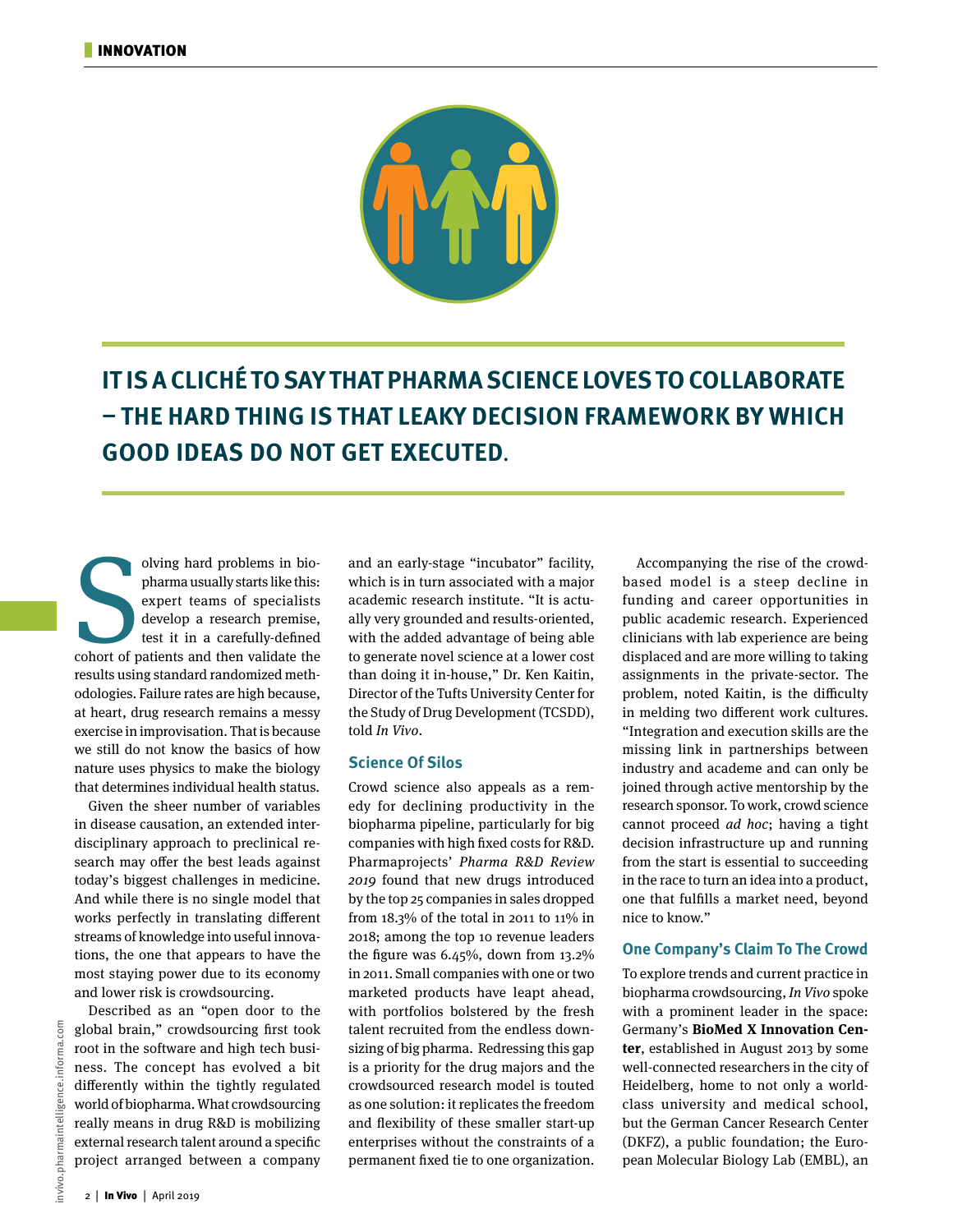# IT IS A CLICHÉ TO SAY THAT PHARMA SCIENCE LOVES TO COLLABORATE – THE HARD THING IS THAT LEAKY DECISION FRAMEWORK BY WHICH GOOD IDEAS DO NOT GET EXECUTED.

Solving hard problems in biopharma usually starts like this: expert teams of specialists develop a research premise, test it in a carefully-defined cohort of patients and then validate the results using standard randomized methodologies. Failure rates are high because, at heart, drug research remains a messy exercise in improvisation. That is because we still do not know the basics of how nature uses physics to make the biology that determines individual health status.

Given the sheer number of variables in disease causation, an extended interdisciplinary approach to preclinical research may offer the best leads against today's biggest challenges in medicine. And while there is no single model that works perfectly in translating different streams of knowledge into useful innovations, the one that appears to have the most staying power due to its economy and lower risk is crowdsourcing.

Described as an "open door to the global brain," crowdsourcing first took root in the software and high tech business. The concept has evolved a bit differently within the tightly regulated world of biopharma. What crowdsourcing really means in drug R&D is mobilizing external research talent around a specific project arranged between a company and an early-stage "incubator" facility, which is in turn associated with a major academic research institute. "It is actually very grounded and results-oriented, with the added advantage of being able to generate novel science at a lower cost than doing it in-house," Dr. Ken Kaitin, Director of the Tufts University Center for the Study of Drug Development (TCSDD), told *In Vivo*.

## Science Of Silos

Crowd science also appeals as a remedy for declining productivity in the biopharma pipeline, particularly for big companies with high fixed costs for R&D. Pharmaprojects' *Pharma R&D Review 2019* found that new drugs introduced by the top 25 companies in sales dropped from 18.3% of the total in 2011 to 11% in 2018; among the top 10 revenue leaders the figure was 6.45%, down from 13.2% in 2011. Small companies with one or two marketed products have leapt ahead, with portfolios bolstered by the fresh talent recruited from the endless downsizing of big pharma. Redressing this gap is a priority for the drug majors and the crowdsourced research model is touted as one solution: it replicates the freedom and flexibility of these smaller start-up enterprises without the constraints of a permanent fixed tie to one organization.

Accompanying the rise of the crowd-based model is a steep decline in funding and career opportunities in public academic research. Experienced clinicians with lab experience are being displaced and are more willing to taking assignments in the private-sector. The problem, noted Kaitin, is the difficulty in melding two different work cultures. "Integration and execution skills are the missing link in partnerships between industry and academe and can only be joined through active mentorship by the research sponsor. To work, crowd science cannot proceed *ad hoc*; having a tight decision infrastructure up and running from the start is essential to succeeding in the race to turn an idea into a product, one that fulfills a market need, beyond nice to know."

## One Company's Claim To The Crowd

To explore trends and current practice in biopharma crowdsourcing, *In Vivo* spoke with a prominent leader in the space: Germany's **BioMed X Innovation Center**, established in August 2013 by some well-connected researchers in the city of Heidelberg, home to not only a world-class university and medical school, but the German Cancer Research Center (DKFZ), a public foundation; the European Molecular Biology Lab (EMBL), an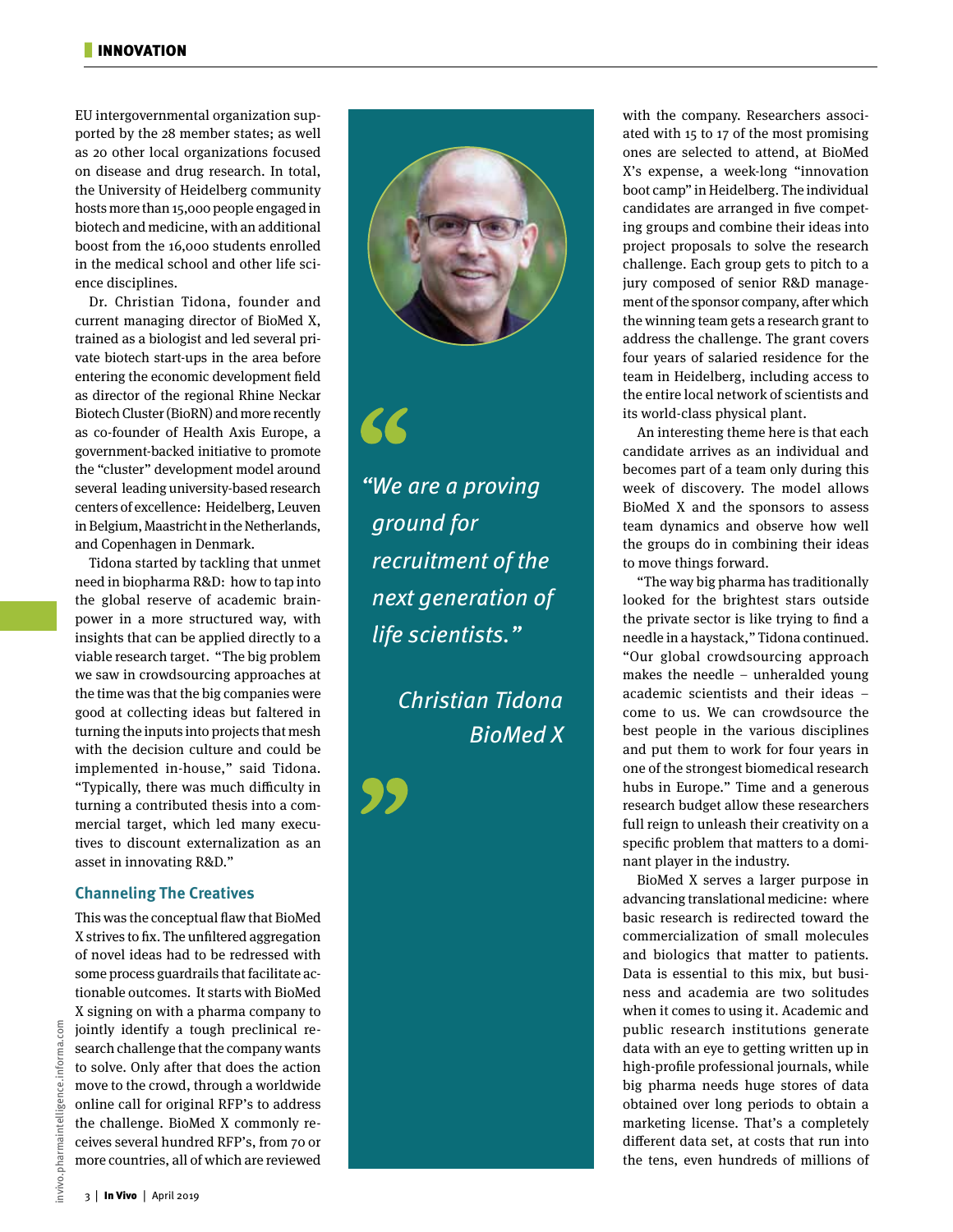EU intergovernmental organization supported by the 28 member states; as well as 20 other local organizations focused on disease and drug research. In total, the University of Heidelberg community hosts more than 15,000 people engaged in biotech and medicine, with an additional boost from the 16,000 students enrolled in the medical school and other life science disciplines.

Dr. Christian Tidona, founder and current managing director of BioMed X, trained as a biologist and led several private biotech start-ups in the area before entering the economic development field as director of the regional Rhine Neckar Biotech Cluster (BioRN) and more recently as co-founder of Health Axis Europe, a government-backed initiative to promote the "cluster" development model around several leading university-based research centers of excellence: Heidelberg, Leuven in Belgium, Maastricht in the Netherlands, and Copenhagen in Denmark.

Tidona started by tackling that unmet need in biopharma R&D: how to tap into the global reserve of academic brainpower in a more structured way, with insights that can be applied directly to a viable research target. "The big problem we saw in crowdsourcing approaches at the time was that the big companies were good at collecting ideas but faltered in turning the inputs into projects that mesh with the decision culture and could be implemented in-house," said Tidona. "Typically, there was much difficulty in turning a contributed thesis into a commercial target, which led many executives to discount externalization as an asset in innovating R&D."

## Channeling The Creatives

This was the conceptual flaw that BioMed X strives to fix. The unfiltered aggregation of novel ideas had to be redressed with some process guardrails that facilitate actionable outcomes. It starts with BioMed X signing on with a pharma company to jointly identify a tough preclinical research challenge that the company wants to solve. Only after that does the action move to the crowd, through a worldwide online call for original RFP's to address the challenge. BioMed X commonly receives several hundred RFP's, from 70 or more countries, all of which are reviewed with the company. Researchers associated with 15 to 17 of the most promising ones are selected to attend, at BioMed X's expense, a week-long "innovation boot camp" in Heidelberg. The individual candidates are arranged in five competing groups and combine their ideas into project proposals to solve the research challenge. Each group gets to pitch to a jury composed of senior R&D management of the sponsor company, after which the winning team gets a research grant to address the challenge. The grant covers four years of salaried residence for the team in Heidelberg, including access to the entire local network of scientists and its world-class physical plant.

> *"We are a proving ground for recruitment of the next generation of life scientists."*
>
> *Christian Tidona*
> *BioMed X*

An interesting theme here is that each candidate arrives as an individual and becomes part of a team only during this week of discovery. The model allows BioMed X and the sponsors to assess team dynamics and observe how well the groups do in combining their ideas to move things forward.

"The way big pharma has traditionally looked for the brightest stars outside the private sector is like trying to find a needle in a haystack," Tidona continued. "Our global crowdsourcing approach makes the needle – unheralded young academic scientists and their ideas – come to us. We can crowdsource the best people in the various disciplines and put them to work for four years in one of the strongest biomedical research hubs in Europe." Time and a generous research budget allow these researchers full reign to unleash their creativity on a specific problem that matters to a dominant player in the industry.

BioMed X serves a larger purpose in advancing translational medicine: where basic research is redirected toward the commercialization of small molecules and biologics that matter to patients. Data is essential to this mix, but business and academia are two solitudes when it comes to using it. Academic and public research institutions generate data with an eye to getting written up in high-profile professional journals, while big pharma needs huge stores of data obtained over long periods to obtain a marketing license. That's a completely different data set, at costs that run into the tens, even hundreds of millions of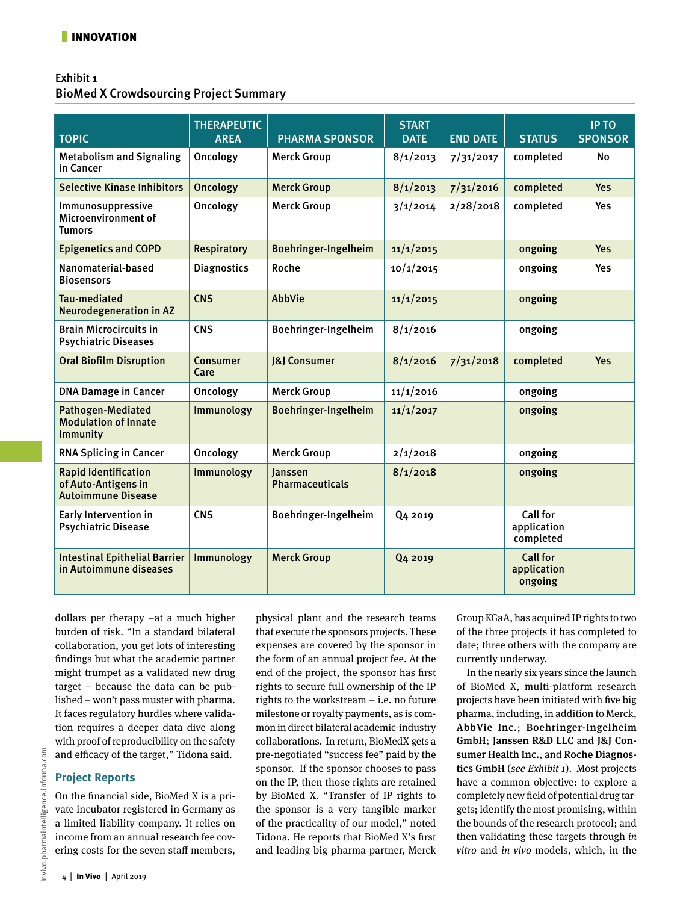Exhibit 1
BioMed X Crowdsourcing Project Summary

| TOPIC | THERAPEUTIC AREA | PHARMA SPONSOR | START DATE | END DATE | STATUS | IP TO SPONSOR |
|---|---|---|---|---|---|---|
| Metabolism and Signaling in Cancer | Oncology | Merck Group | 8/1/2013 | 7/31/2017 | completed | No |
| Selective Kinase Inhibitors | Oncology | Merck Group | 8/1/2013 | 7/31/2016 | completed | Yes |
| Immunosuppressive Microenvironment of Tumors | Oncology | Merck Group | 3/1/2014 | 2/28/2018 | completed | Yes |
| Epigenetics and COPD | Respiratory | Boehringer-Ingelheim | 11/1/2015 | | ongoing | Yes |
| Nanomaterial-based Biosensors | Diagnostics | Roche | 10/1/2015 | | ongoing | Yes |
| Tau-mediated Neurodegeneration in AZ | CNS | AbbVie | 11/1/2015 | | ongoing | |
| Brain Microcircuits in Psychiatric Diseases | CNS | Boehringer-Ingelheim | 8/1/2016 | | ongoing | |
| Oral Biofilm Disruption | Consumer Care | J&J Consumer | 8/1/2016 | 7/31/2018 | completed | Yes |
| DNA Damage in Cancer | Oncology | Merck Group | 11/1/2016 | | ongoing | |
| Pathogen-Mediated Modulation of Innate Immunity | Immunology | Boehringer-Ingelheim | 11/1/2017 | | ongoing | |
| RNA Splicing in Cancer | Oncology | Merck Group | 2/1/2018 | | ongoing | |
| Rapid Identification of Auto-Antigens in Autoimmune Disease | Immunology | Janssen Pharmaceuticals | 8/1/2018 | | ongoing | |
| Early Intervention in Psychiatric Disease | CNS | Boehringer-Ingelheim | Q4 2019 | | Call for application completed | |
| Intestinal Epithelial Barrier in Autoimmune diseases | Immunology | Merck Group | Q4 2019 | | Call for application ongoing | |

dollars per therapy –at a much higher burden of risk. "In a standard bilateral collaboration, you get lots of interesting findings but what the academic partner might trumpet as a validated new drug target – because the data can be published – won't pass muster with pharma. It faces regulatory hurdles where validation requires a deeper data dive along with proof of reproducibility on the safety and efficacy of the target," Tidona said.

## Project Reports

On the financial side, BioMed X is a private incubator registered in Germany as a limited liability company. It relies on income from an annual research fee covering costs for the seven staff members, physical plant and the research teams that execute the sponsors projects. These expenses are covered by the sponsor in the form of an annual project fee. At the end of the project, the sponsor has first rights to secure full ownership of the IP rights to the workstream – i.e. no future milestone or royalty payments, as is common in direct bilateral academic-industry collaborations. In return, BioMedX gets a pre-negotiated "success fee" paid by the sponsor. If the sponsor chooses to pass on the IP, then those rights are retained by BioMed X. "Transfer of IP rights to the sponsor is a very tangible marker of the practicality of our model," noted Tidona. He reports that BioMed X's first and leading big pharma partner, Merck Group KGaA, has acquired IP rights to two of the three projects it has completed to date; three others with the company are currently underway.

In the nearly six years since the launch of BioMed X, multi-platform research projects have been initiated with five big pharma, including, in addition to Merck, **AbbVie Inc.**; **Boehringer-Ingelheim GmbH**; **Janssen R&D LLC** and **J&J Consumer Health Inc.**, and **Roche Diagnostics GmbH** (*see Exhibit 1*). Most projects have a common objective: to explore a completely new field of potential drug targets; identify the most promising, within the bounds of the research protocol; and then validating these targets through *in vitro* and *in vivo* models, which, in the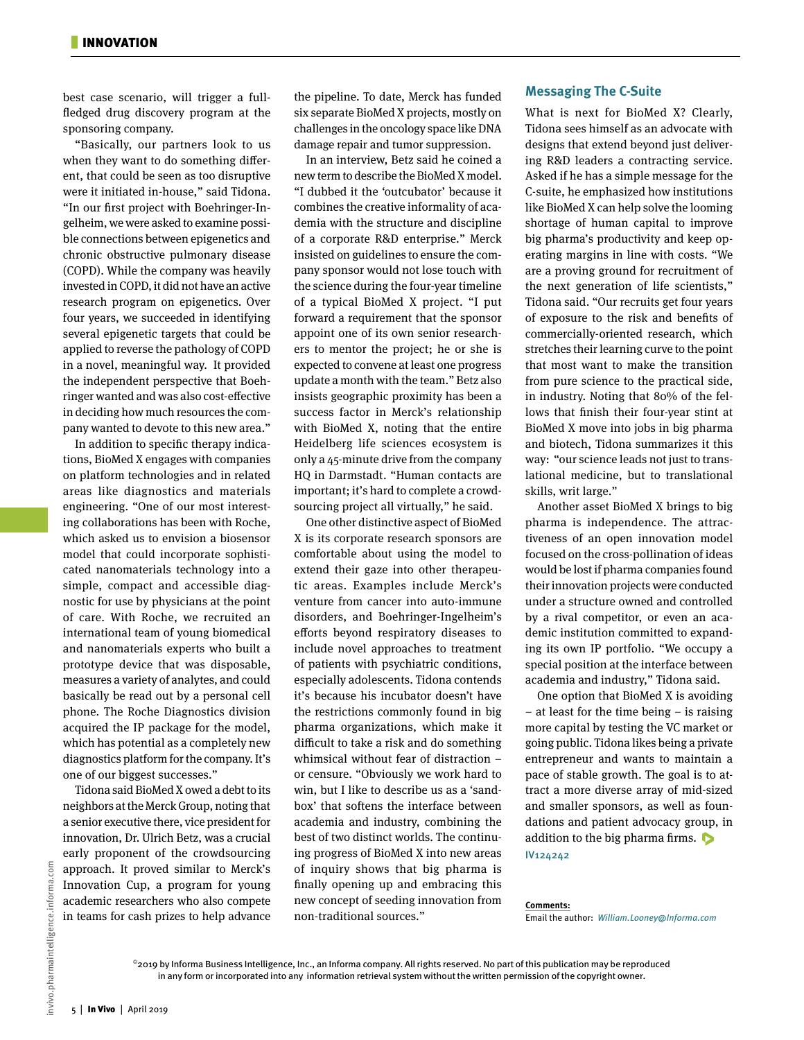best case scenario, will trigger a full-fledged drug discovery program at the sponsoring company.

"Basically, our partners look to us when they want to do something different, that could be seen as too disruptive were it initiated in-house," said Tidona. "In our first project with Boehringer-Ingelheim, we were asked to examine possible connections between epigenetics and chronic obstructive pulmonary disease (COPD). While the company was heavily invested in COPD, it did not have an active research program on epigenetics. Over four years, we succeeded in identifying several epigenetic targets that could be applied to reverse the pathology of COPD in a novel, meaningful way. It provided the independent perspective that Boehringer wanted and was also cost-effective in deciding how much resources the company wanted to devote to this new area."

In addition to specific therapy indications, BioMed X engages with companies on platform technologies and in related areas like diagnostics and materials engineering. "One of our most interesting collaborations has been with Roche, which asked us to envision a biosensor model that could incorporate sophisticated nanomaterials technology into a simple, compact and accessible diagnostic for use by physicians at the point of care. With Roche, we recruited an international team of young biomedical and nanomaterials experts who built a prototype device that was disposable, measures a variety of analytes, and could basically be read out by a personal cell phone. The Roche Diagnostics division acquired the IP package for the model, which has potential as a completely new diagnostics platform for the company. It's one of our biggest successes."

Tidona said BioMed X owed a debt to its neighbors at the Merck Group, noting that a senior executive there, vice president for innovation, Dr. Ulrich Betz, was a crucial early proponent of the crowdsourcing approach. It proved similar to Merck's Innovation Cup, a program for young academic researchers who also compete in teams for cash prizes to help advance the pipeline. To date, Merck has funded six separate BioMed X projects, mostly on challenges in the oncology space like DNA damage repair and tumor suppression.

In an interview, Betz said he coined a new term to describe the BioMed X model. "I dubbed it the 'outcubator' because it combines the creative informality of academia with the structure and discipline of a corporate R&D enterprise." Merck insisted on guidelines to ensure the company sponsor would not lose touch with the science during the four-year timeline of a typical BioMed X project. "I put forward a requirement that the sponsor appoint one of its own senior researchers to mentor the project; he or she is expected to convene at least one progress update a month with the team." Betz also insists geographic proximity has been a success factor in Merck's relationship with BioMed X, noting that the entire Heidelberg life sciences ecosystem is only a 45-minute drive from the company HQ in Darmstadt. "Human contacts are important; it's hard to complete a crowd-sourcing project all virtually," he said.

One other distinctive aspect of BioMed X is its corporate research sponsors are comfortable about using the model to extend their gaze into other therapeutic areas. Examples include Merck's venture from cancer into auto-immune disorders, and Boehringer-Ingelheim's efforts beyond respiratory diseases to include novel approaches to treatment of patients with psychiatric conditions, especially adolescents. Tidona contends it's because his incubator doesn't have the restrictions commonly found in big pharma organizations, which make it difficult to take a risk and do something whimsical without fear of distraction – or censure. "Obviously we work hard to win, but I like to describe us as a 'sandbox' that softens the interface between academia and industry, combining the best of two distinct worlds. The continuing progress of BioMed X into new areas of inquiry shows that big pharma is finally opening up and embracing this new concept of seeding innovation from non-traditional sources."

## Messaging The C-Suite

What is next for BioMed X? Clearly, Tidona sees himself as an advocate with designs that extend beyond just delivering R&D leaders a contracting service. Asked if he has a simple message for the C-suite, he emphasized how institutions like BioMed X can help solve the looming shortage of human capital to improve big pharma's productivity and keep operating margins in line with costs. "We are a proving ground for recruitment of the next generation of life scientists," Tidona said. "Our recruits get four years of exposure to the risk and benefits of commercially-oriented research, which stretches their learning curve to the point that most want to make the transition from pure science to the practical side, in industry. Noting that 80% of the fellows that finish their four-year stint at BioMed X move into jobs in big pharma and biotech, Tidona summarizes it this way: "our science leads not just to translational medicine, but to translational skills, writ large."

Another asset BioMed X brings to big pharma is independence. The attractiveness of an open innovation model focused on the cross-pollination of ideas would be lost if pharma companies found their innovation projects were conducted under a structure owned and controlled by a rival competitor, or even an academic institution committed to expanding its own IP portfolio. "We occupy a special position at the interface between academia and industry," Tidona said.

One option that BioMed X is avoiding – at least for the time being – is raising more capital by testing the VC market or going public. Tidona likes being a private entrepreneur and wants to maintain a pace of stable growth. The goal is to attract a more diverse array of mid-sized and smaller sponsors, as well as foundations and patient advocacy group, in addition to the big pharma firms.

IV124242

**Comments:**
Email the author: *William.Looney@Informa.com*

©2019 by Informa Business Intelligence, Inc., an Informa company. All rights reserved. No part of this publication may be reproduced in any form or incorporated into any information retrieval system without the written permission of the copyright owner.